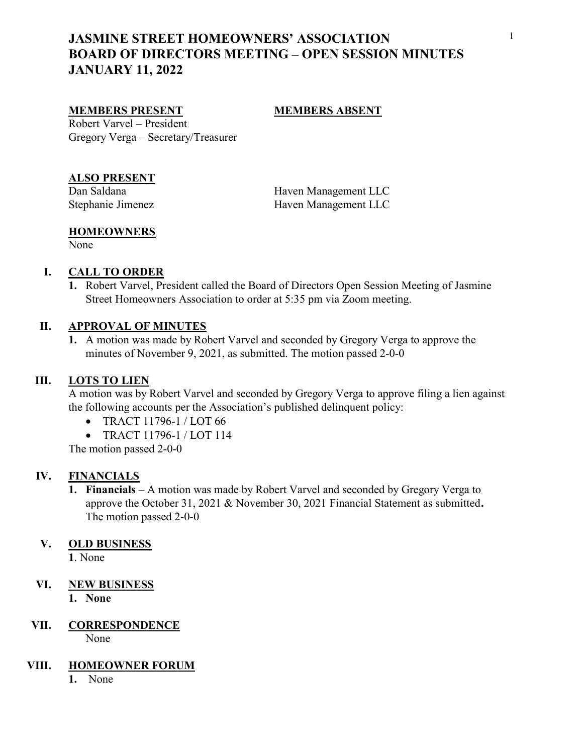# JASMINE STREET HOMEOWNERS' ASSOCIATION
# BOARD OF DIRECTORS MEETING – OPEN SESSION MINUTES
# JANUARY 11, 2022

| **MEMBERS PRESENT** | **MEMBERS ABSENT** |
|---|---|
| Robert Varvel – President | |
| Gregory Verga – Secretary/Treasurer | |

**ALSO PRESENT**

| | |
|---|---|
| Dan Saldana | Haven Management LLC |
| Stephanie Jimenez | Haven Management LLC |

**HOMEOWNERS**

None

## I. CALL TO ORDER

1. Robert Varvel, President called the Board of Directors Open Session Meeting of Jasmine Street Homeowners Association to order at 5:35 pm via Zoom meeting.

## II. APPROVAL OF MINUTES

1. A motion was made by Robert Varvel and seconded by Gregory Verga to approve the minutes of November 9, 2021, as submitted. The motion passed 2-0-0

## III. LOTS TO LIEN

A motion was by Robert Varvel and seconded by Gregory Verga to approve filing a lien against the following accounts per the Association's published delinquent policy:

- TRACT 11796-1 / LOT 66
- TRACT 11796-1 / LOT 114

The motion passed 2-0-0

## IV. FINANCIALS

1. **Financials** – A motion was made by Robert Varvel and seconded by Gregory Verga to approve the October 31, 2021 & November 30, 2021 Financial Statement as submitted**.** The motion passed 2-0-0

## V. OLD BUSINESS

**1**. None

## VI. NEW BUSINESS

1. **None**

## VII. CORRESPONDENCE

None

## VIII. HOMEOWNER FORUM

1. None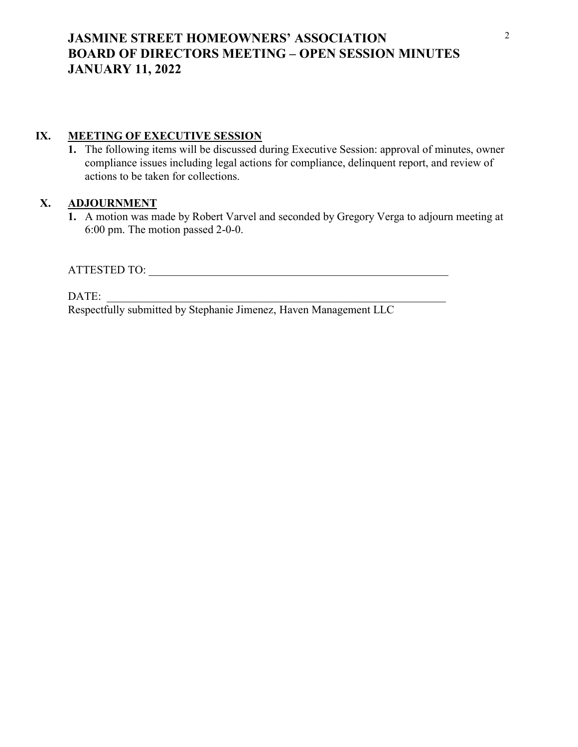# JASMINE STREET HOMEOWNERS' ASSOCIATION
# BOARD OF DIRECTORS MEETING – OPEN SESSION MINUTES
# JANUARY 11, 2022

## IX. MEETING OF EXECUTIVE SESSION

1. The following items will be discussed during Executive Session: approval of minutes, owner compliance issues including legal actions for compliance, delinquent report, and review of actions to be taken for collections.

## X. ADJOURNMENT

1. A motion was made by Robert Varvel and seconded by Gregory Verga to adjourn meeting at 6:00 pm. The motion passed 2-0-0.

ATTESTED TO: ___________________________________________________________

DATE: _________________________________________________________________

Respectfully submitted by Stephanie Jimenez, Haven Management LLC